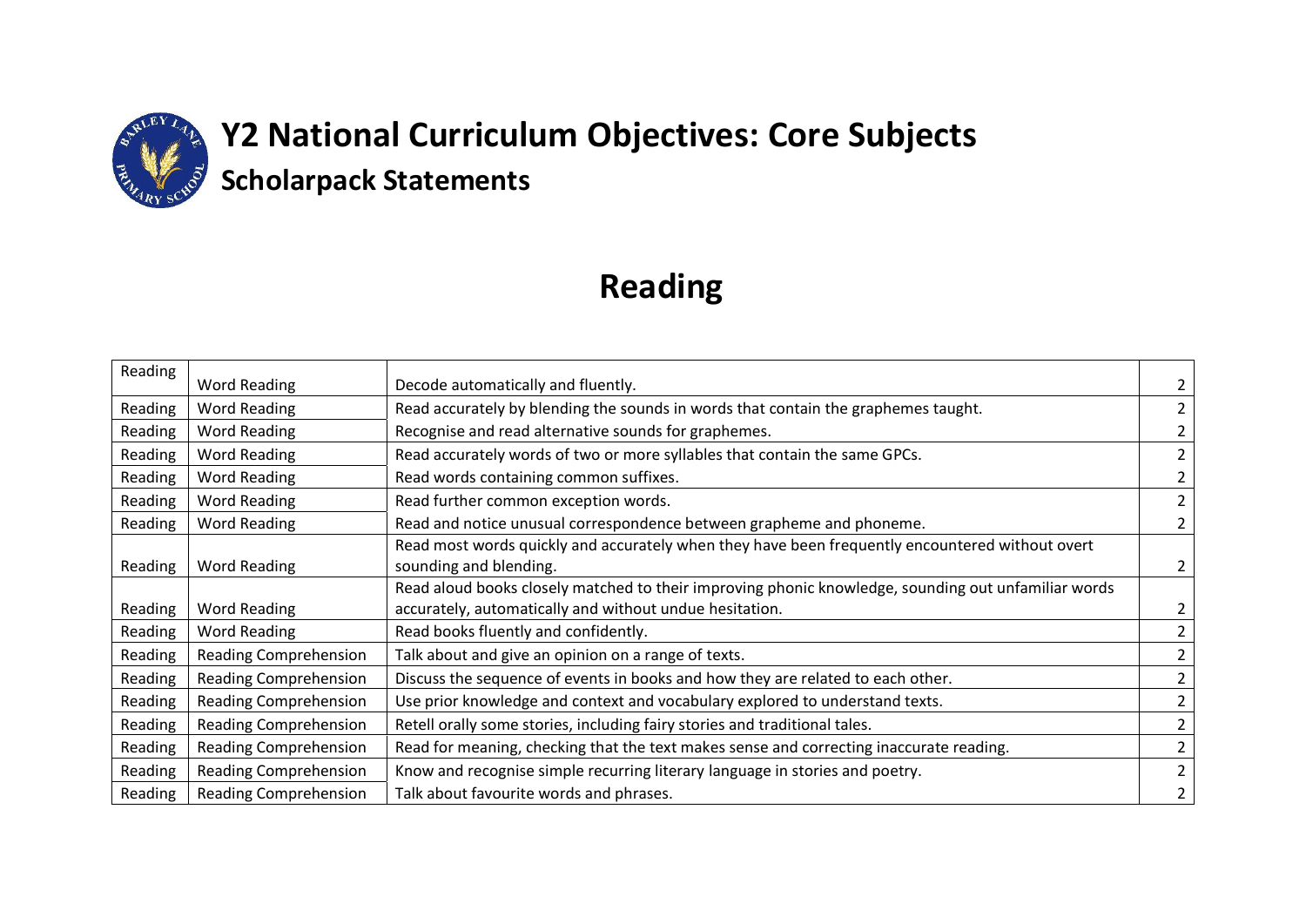# Y2 National Curriculum Objectives: Core Subjects

## Scholarpack Statements

## Reading

| | | | |
|---|---|---|---|
| Reading | Word Reading | Decode automatically and fluently. | 2 |
| Reading | Word Reading | Read accurately by blending the sounds in words that contain the graphemes taught. | 2 |
| Reading | Word Reading | Recognise and read alternative sounds for graphemes. | 2 |
| Reading | Word Reading | Read accurately words of two or more syllables that contain the same GPCs. | 2 |
| Reading | Word Reading | Read words containing common suffixes. | 2 |
| Reading | Word Reading | Read further common exception words. | 2 |
| Reading | Word Reading | Read and notice unusual correspondence between grapheme and phoneme. | 2 |
| Reading | Word Reading | Read most words quickly and accurately when they have been frequently encountered without overt sounding and blending. | 2 |
| Reading | Word Reading | Read aloud books closely matched to their improving phonic knowledge, sounding out unfamiliar words accurately, automatically and without undue hesitation. | 2 |
| Reading | Word Reading | Read books fluently and confidently. | 2 |
| Reading | Reading Comprehension | Talk about and give an opinion on a range of texts. | 2 |
| Reading | Reading Comprehension | Discuss the sequence of events in books and how they are related to each other. | 2 |
| Reading | Reading Comprehension | Use prior knowledge and context and vocabulary explored to understand texts. | 2 |
| Reading | Reading Comprehension | Retell orally some stories, including fairy stories and traditional tales. | 2 |
| Reading | Reading Comprehension | Read for meaning, checking that the text makes sense and correcting inaccurate reading. | 2 |
| Reading | Reading Comprehension | Know and recognise simple recurring literary language in stories and poetry. | 2 |
| Reading | Reading Comprehension | Talk about favourite words and phrases. | 2 |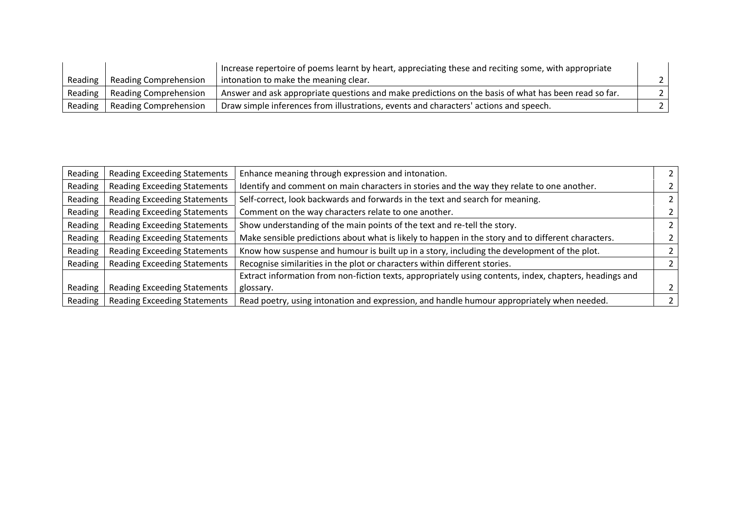| | | | |
|---|---|---|---|
| Reading | Reading Comprehension | Increase repertoire of poems learnt by heart, appreciating these and reciting some, with appropriate intonation to make the meaning clear. | 2 |
| Reading | Reading Comprehension | Answer and ask appropriate questions and make predictions on the basis of what has been read so far. | 2 |
| Reading | Reading Comprehension | Draw simple inferences from illustrations, events and characters' actions and speech. | 2 |

| | | | |
|---|---|---|---|
| Reading | Reading Exceeding Statements | Enhance meaning through expression and intonation. | 2 |
| Reading | Reading Exceeding Statements | Identify and comment on main characters in stories and the way they relate to one another. | 2 |
| Reading | Reading Exceeding Statements | Self-correct, look backwards and forwards in the text and search for meaning. | 2 |
| Reading | Reading Exceeding Statements | Comment on the way characters relate to one another. | 2 |
| Reading | Reading Exceeding Statements | Show understanding of the main points of the text and re-tell the story. | 2 |
| Reading | Reading Exceeding Statements | Make sensible predictions about what is likely to happen in the story and to different characters. | 2 |
| Reading | Reading Exceeding Statements | Know how suspense and humour is built up in a story, including the development of the plot. | 2 |
| Reading | Reading Exceeding Statements | Recognise similarities in the plot or characters within different stories. | 2 |
| Reading | Reading Exceeding Statements | Extract information from non-fiction texts, appropriately using contents, index, chapters, headings and glossary. | 2 |
| Reading | Reading Exceeding Statements | Read poetry, using intonation and expression, and handle humour appropriately when needed. | 2 |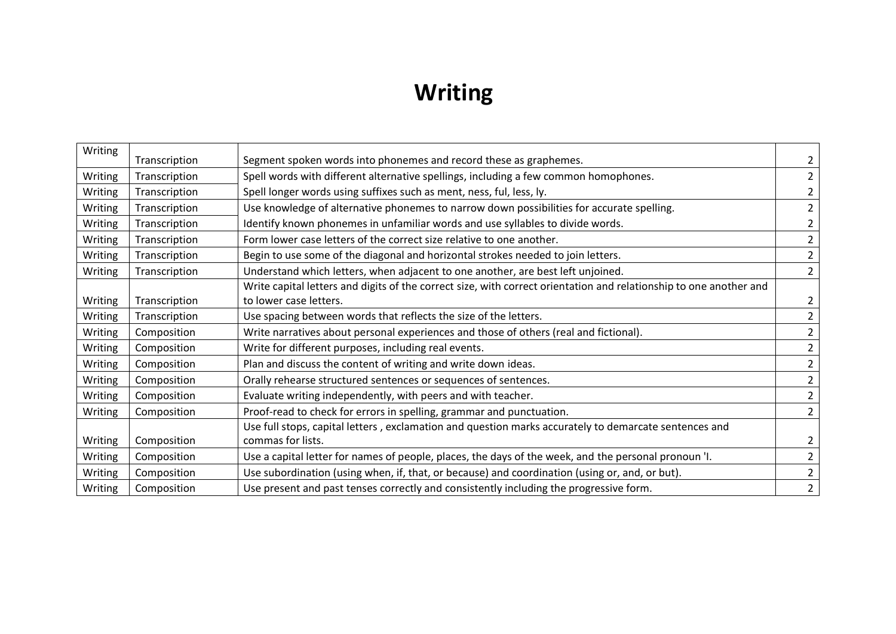# Writing

| Writing | Transcription | Segment spoken words into phonemes and record these as graphemes. | 2 |
|---|---|---|---|
| Writing | Transcription | Spell words with different alternative spellings, including a few common homophones. | 2 |
| Writing | Transcription | Spell longer words using suffixes such as ment, ness, ful, less, ly. | 2 |
| Writing | Transcription | Use knowledge of alternative phonemes to narrow down possibilities for accurate spelling. | 2 |
| Writing | Transcription | Identify known phonemes in unfamiliar words and use syllables to divide words. | 2 |
| Writing | Transcription | Form lower case letters of the correct size relative to one another. | 2 |
| Writing | Transcription | Begin to use some of the diagonal and horizontal strokes needed to join letters. | 2 |
| Writing | Transcription | Understand which letters, when adjacent to one another, are best left unjoined. | 2 |
| Writing | Transcription | Write capital letters and digits of the correct size, with correct orientation and relationship to one another and to lower case letters. | 2 |
| Writing | Transcription | Use spacing between words that reflects the size of the letters. | 2 |
| Writing | Composition | Write narratives about personal experiences and those of others (real and fictional). | 2 |
| Writing | Composition | Write for different purposes, including real events. | 2 |
| Writing | Composition | Plan and discuss the content of writing and write down ideas. | 2 |
| Writing | Composition | Orally rehearse structured sentences or sequences of sentences. | 2 |
| Writing | Composition | Evaluate writing independently, with peers and with teacher. | 2 |
| Writing | Composition | Proof-read to check for errors in spelling, grammar and punctuation. | 2 |
| Writing | Composition | Use full stops, capital letters , exclamation and question marks accurately to demarcate sentences and commas for lists. | 2 |
| Writing | Composition | Use a capital letter for names of people, places, the days of the week, and the personal pronoun 'I. | 2 |
| Writing | Composition | Use subordination (using when, if, that, or because) and coordination (using or, and, or but). | 2 |
| Writing | Composition | Use present and past tenses correctly and consistently including the progressive form. | 2 |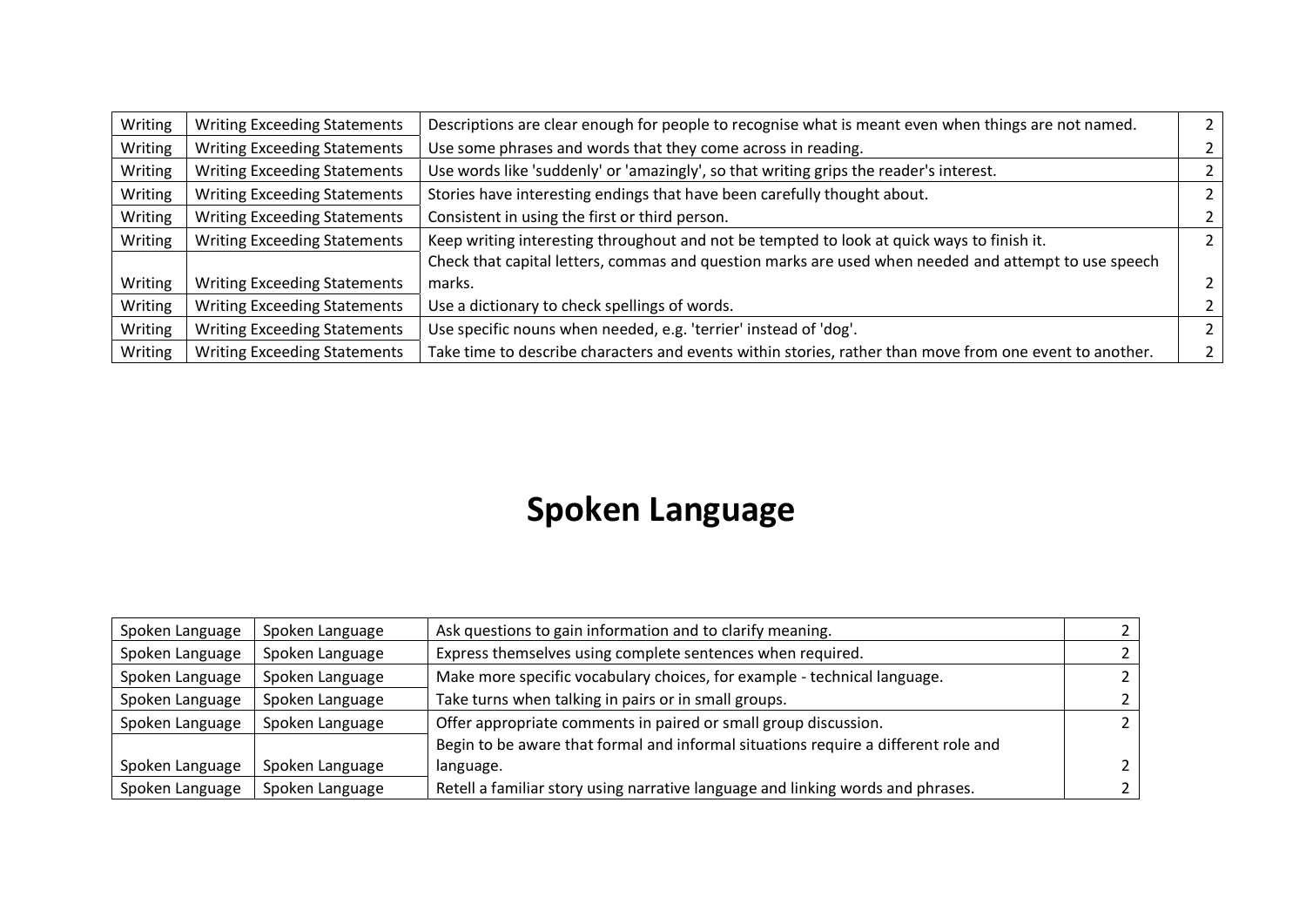| Writing | Writing Exceeding Statements | Descriptions are clear enough for people to recognise what is meant even when things are not named. | 2 |
|---|---|---|---|
| Writing | Writing Exceeding Statements | Use some phrases and words that they come across in reading. | 2 |
| Writing | Writing Exceeding Statements | Use words like 'suddenly' or 'amazingly', so that writing grips the reader's interest. | 2 |
| Writing | Writing Exceeding Statements | Stories have interesting endings that have been carefully thought about. | 2 |
| Writing | Writing Exceeding Statements | Consistent in using the first or third person. | 2 |
| Writing | Writing Exceeding Statements | Keep writing interesting throughout and not be tempted to look at quick ways to finish it. | 2 |
| Writing | Writing Exceeding Statements | Check that capital letters, commas and question marks are used when needed and attempt to use speech marks. | 2 |
| Writing | Writing Exceeding Statements | Use a dictionary to check spellings of words. | 2 |
| Writing | Writing Exceeding Statements | Use specific nouns when needed, e.g. 'terrier' instead of 'dog'. | 2 |
| Writing | Writing Exceeding Statements | Take time to describe characters and events within stories, rather than move from one event to another. | 2 |

# Spoken Language

| Spoken Language | Spoken Language | Ask questions to gain information and to clarify meaning. | 2 |
|---|---|---|---|
| Spoken Language | Spoken Language | Express themselves using complete sentences when required. | 2 |
| Spoken Language | Spoken Language | Make more specific vocabulary choices, for example - technical language. | 2 |
| Spoken Language | Spoken Language | Take turns when talking in pairs or in small groups. | 2 |
| Spoken Language | Spoken Language | Offer appropriate comments in paired or small group discussion. | 2 |
| Spoken Language | Spoken Language | Begin to be aware that formal and informal situations require a different role and language. | 2 |
| Spoken Language | Spoken Language | Retell a familiar story using narrative language and linking words and phrases. | 2 |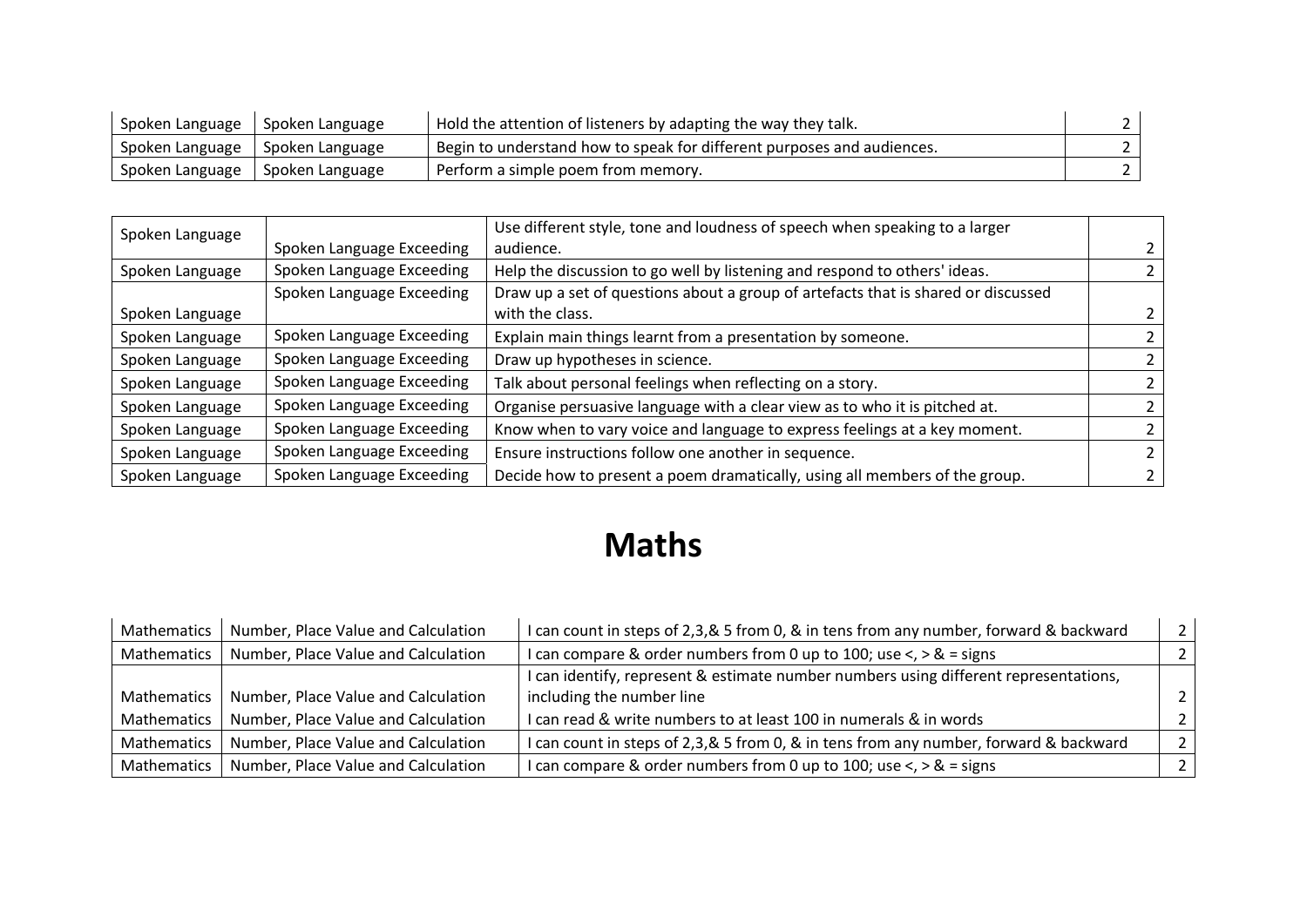| | | | |
|---|---|---|---|
| Spoken Language | Spoken Language | Hold the attention of listeners by adapting the way they talk. | 2 |
| Spoken Language | Spoken Language | Begin to understand how to speak for different purposes and audiences. | 2 |
| Spoken Language | Spoken Language | Perform a simple poem from memory. | 2 |

| | | | |
|---|---|---|---|
| Spoken Language | Spoken Language Exceeding | Use different style, tone and loudness of speech when speaking to a larger audience. | 2 |
| Spoken Language | Spoken Language Exceeding | Help the discussion to go well by listening and respond to others' ideas. | 2 |
| Spoken Language | Spoken Language Exceeding | Draw up a set of questions about a group of artefacts that is shared or discussed with the class. | 2 |
| Spoken Language | Spoken Language Exceeding | Explain main things learnt from a presentation by someone. | 2 |
| Spoken Language | Spoken Language Exceeding | Draw up hypotheses in science. | 2 |
| Spoken Language | Spoken Language Exceeding | Talk about personal feelings when reflecting on a story. | 2 |
| Spoken Language | Spoken Language Exceeding | Organise persuasive language with a clear view as to who it is pitched at. | 2 |
| Spoken Language | Spoken Language Exceeding | Know when to vary voice and language to express feelings at a key moment. | 2 |
| Spoken Language | Spoken Language Exceeding | Ensure instructions follow one another in sequence. | 2 |
| Spoken Language | Spoken Language Exceeding | Decide how to present a poem dramatically, using all members of the group. | 2 |

# Maths

| | | | |
|---|---|---|---|
| Mathematics | Number, Place Value and Calculation | I can count in steps of 2,3,& 5 from 0, & in tens from any number, forward & backward | 2 |
| Mathematics | Number, Place Value and Calculation | I can compare & order numbers from 0 up to 100; use <, > & = signs | 2 |
| Mathematics | Number, Place Value and Calculation | I can identify, represent & estimate number numbers using different representations, including the number line | 2 |
| Mathematics | Number, Place Value and Calculation | I can read & write numbers to at least 100 in numerals & in words | 2 |
| Mathematics | Number, Place Value and Calculation | I can count in steps of 2,3,& 5 from 0, & in tens from any number, forward & backward | 2 |
| Mathematics | Number, Place Value and Calculation | I can compare & order numbers from 0 up to 100; use <, > & = signs | 2 |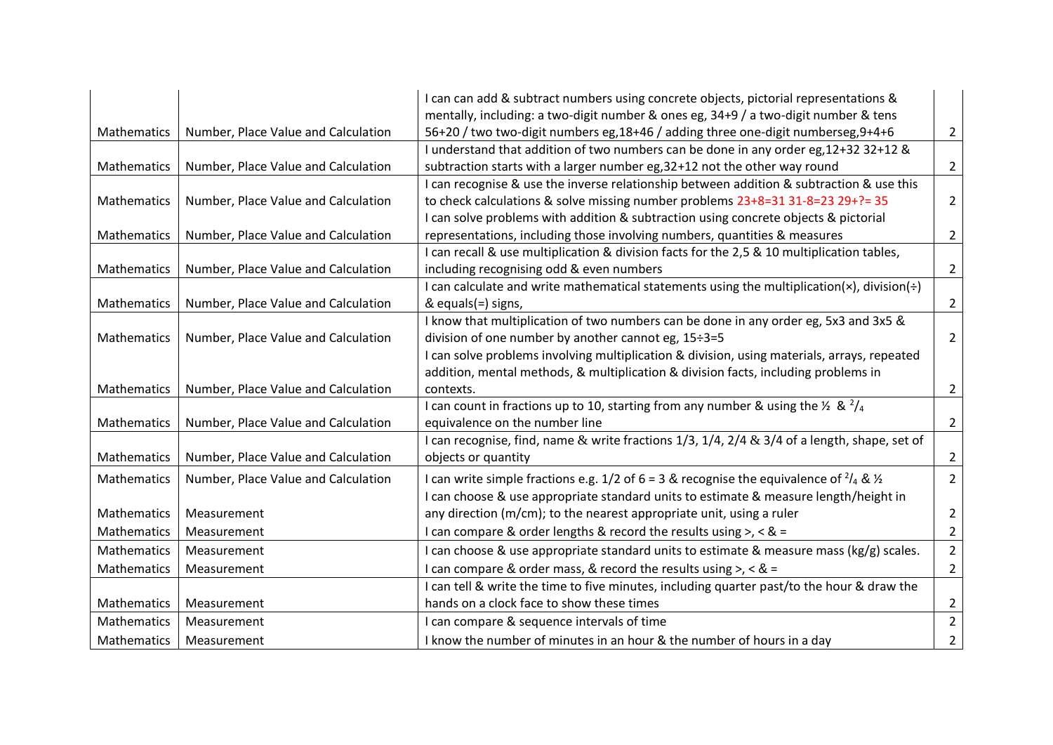| | | | |
|---|---|---|---|
| Mathematics | Number, Place Value and Calculation | I can can add & subtract numbers using concrete objects, pictorial representations & mentally, including: a two-digit number & ones eg, 34+9 / a two-digit number & tens 56+20 / two two-digit numbers eg,18+46 / adding three one-digit numberseg,9+4+6 | 2 |
| Mathematics | Number, Place Value and Calculation | I understand that addition of two numbers can be done in any order eg,12+32 32+12 & subtraction starts with a larger number eg,32+12 not the other way round | 2 |
| Mathematics | Number, Place Value and Calculation | I can recognise & use the inverse relationship between addition & subtraction & use this to check calculations & solve missing number problems 23+8=31 31-8=23 29+?= 35 | 2 |
| Mathematics | Number, Place Value and Calculation | I can solve problems with addition & subtraction using concrete objects & pictorial representations, including those involving numbers, quantities & measures | 2 |
| Mathematics | Number, Place Value and Calculation | I can recall & use multiplication & division facts for the 2,5 & 10 multiplication tables, including recognising odd & even numbers | 2 |
| Mathematics | Number, Place Value and Calculation | I can calculate and write mathematical statements using the multiplication(×), division(÷) & equals(=) signs, | 2 |
| Mathematics | Number, Place Value and Calculation | I know that multiplication of two numbers can be done in any order eg, 5x3 and 3x5 & division of one number by another cannot eg, 15÷3=5 | 2 |
| Mathematics | Number, Place Value and Calculation | I can solve problems involving multiplication & division, using materials, arrays, repeated addition, mental methods, & multiplication & division facts, including problems in contexts. | 2 |
| Mathematics | Number, Place Value and Calculation | I can count in fractions up to 10, starting from any number & using the ½ & $^{2}/_{4}$ equivalence on the number line | 2 |
| Mathematics | Number, Place Value and Calculation | I can recognise, find, name & write fractions 1/3, 1/4, 2/4 & 3/4 of a length, shape, set of objects or quantity | 2 |
| Mathematics | Number, Place Value and Calculation | I can write simple fractions e.g. 1/2 of 6 = 3 & recognise the equivalence of $^{2}/_{4}$ & ½ | 2 |
| Mathematics | Measurement | I can choose & use appropriate standard units to estimate & measure length/height in any direction (m/cm); to the nearest appropriate unit, using a ruler | 2 |
| Mathematics | Measurement | I can compare & order lengths & record the results using >, < & = | 2 |
| Mathematics | Measurement | I can choose & use appropriate standard units to estimate & measure mass (kg/g) scales. | 2 |
| Mathematics | Measurement | I can compare & order mass, & record the results using >, < & = | 2 |
| Mathematics | Measurement | I can tell & write the time to five minutes, including quarter past/to the hour & draw the hands on a clock face to show these times | 2 |
| Mathematics | Measurement | I can compare & sequence intervals of time | 2 |
| Mathematics | Measurement | I know the number of minutes in an hour & the number of hours in a day | 2 |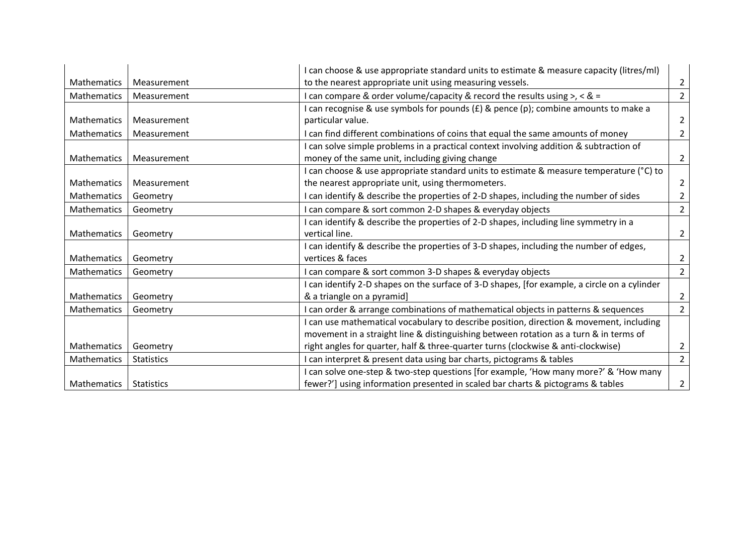| | | | |
|---|---|---|---|
| Mathematics | Measurement | I can choose & use appropriate standard units to estimate & measure capacity (litres/ml) to the nearest appropriate unit using measuring vessels. | 2 |
| Mathematics | Measurement | I can compare & order volume/capacity & record the results using >, < & = | 2 |
| Mathematics | Measurement | I can recognise & use symbols for pounds (£) & pence (p); combine amounts to make a particular value. | 2 |
| Mathematics | Measurement | I can find different combinations of coins that equal the same amounts of money | 2 |
| Mathematics | Measurement | I can solve simple problems in a practical context involving addition & subtraction of money of the same unit, including giving change | 2 |
| Mathematics | Measurement | I can choose & use appropriate standard units to estimate & measure temperature (°C) to the nearest appropriate unit, using thermometers. | 2 |
| Mathematics | Geometry | I can identify & describe the properties of 2-D shapes, including the number of sides | 2 |
| Mathematics | Geometry | I can compare & sort common 2-D shapes & everyday objects | 2 |
| Mathematics | Geometry | I can identify & describe the properties of 2-D shapes, including line symmetry in a vertical line. | 2 |
| Mathematics | Geometry | I can identify & describe the properties of 3-D shapes, including the number of edges, vertices & faces | 2 |
| Mathematics | Geometry | I can compare & sort common 3-D shapes & everyday objects | 2 |
| Mathematics | Geometry | I can identify 2-D shapes on the surface of 3-D shapes, [for example, a circle on a cylinder & a triangle on a pyramid] | 2 |
| Mathematics | Geometry | I can order & arrange combinations of mathematical objects in patterns & sequences | 2 |
| Mathematics | Geometry | I can use mathematical vocabulary to describe position, direction & movement, including movement in a straight line & distinguishing between rotation as a turn & in terms of right angles for quarter, half & three-quarter turns (clockwise & anti-clockwise) | 2 |
| Mathematics | Statistics | I can interpret & present data using bar charts, pictograms & tables | 2 |
| Mathematics | Statistics | I can solve one-step & two-step questions [for example, 'How many more?' & 'How many fewer?'] using information presented in scaled bar charts & pictograms & tables | 2 |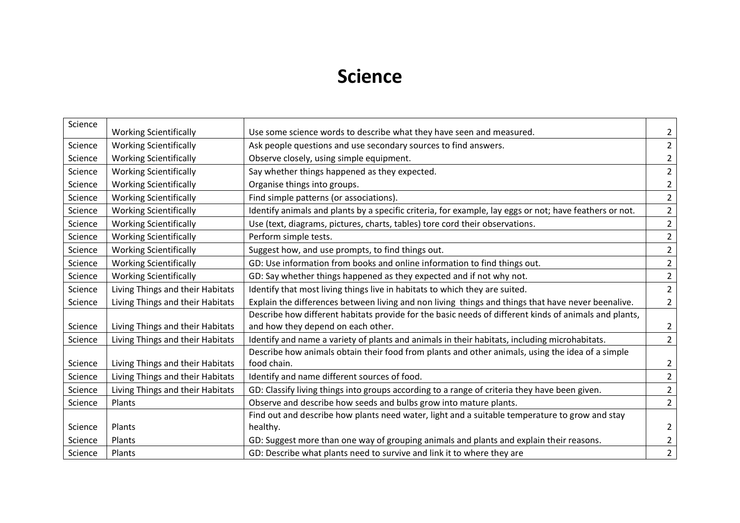# Science

| Science | Working Scientifically | Use some science words to describe what they have seen and measured. | 2 |
|---|---|---|---|
| Science | Working Scientifically | Ask people questions and use secondary sources to find answers. | 2 |
| Science | Working Scientifically | Observe closely, using simple equipment. | 2 |
| Science | Working Scientifically | Say whether things happened as they expected. | 2 |
| Science | Working Scientifically | Organise things into groups. | 2 |
| Science | Working Scientifically | Find simple patterns (or associations). | 2 |
| Science | Working Scientifically | Identify animals and plants by a specific criteria, for example, lay eggs or not; have feathers or not. | 2 |
| Science | Working Scientifically | Use (text, diagrams, pictures, charts, tables) tore cord their observations. | 2 |
| Science | Working Scientifically | Perform simple tests. | 2 |
| Science | Working Scientifically | Suggest how, and use prompts, to find things out. | 2 |
| Science | Working Scientifically | GD: Use information from books and online information to find things out. | 2 |
| Science | Working Scientifically | GD: Say whether things happened as they expected and if not why not. | 2 |
| Science | Living Things and their Habitats | Identify that most living things live in habitats to which they are suited. | 2 |
| Science | Living Things and their Habitats | Explain the differences between living and non living things and things that have never beenalive. | 2 |
| Science | Living Things and their Habitats | Describe how different habitats provide for the basic needs of different kinds of animals and plants, and how they depend on each other. | 2 |
| Science | Living Things and their Habitats | Identify and name a variety of plants and animals in their habitats, including microhabitats. | 2 |
| Science | Living Things and their Habitats | Describe how animals obtain their food from plants and other animals, using the idea of a simple food chain. | 2 |
| Science | Living Things and their Habitats | Identify and name different sources of food. | 2 |
| Science | Living Things and their Habitats | GD: Classify living things into groups according to a range of criteria they have been given. | 2 |
| Science | Plants | Observe and describe how seeds and bulbs grow into mature plants. | 2 |
| Science | Plants | Find out and describe how plants need water, light and a suitable temperature to grow and stay healthy. | 2 |
| Science | Plants | GD: Suggest more than one way of grouping animals and plants and explain their reasons. | 2 |
| Science | Plants | GD: Describe what plants need to survive and link it to where they are | 2 |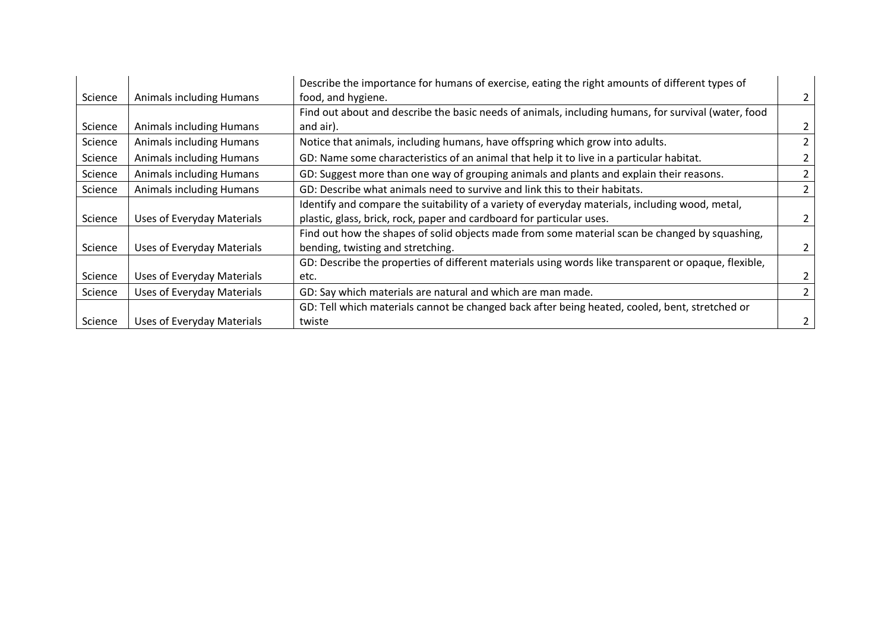| | | | |
|---|---|---|---|
| Science | Animals including Humans | Describe the importance for humans of exercise, eating the right amounts of different types of food, and hygiene. | 2 |
| Science | Animals including Humans | Find out about and describe the basic needs of animals, including humans, for survival (water, food and air). | 2 |
| Science | Animals including Humans | Notice that animals, including humans, have offspring which grow into adults. | 2 |
| Science | Animals including Humans | GD: Name some characteristics of an animal that help it to live in a particular habitat. | 2 |
| Science | Animals including Humans | GD: Suggest more than one way of grouping animals and plants and explain their reasons. | 2 |
| Science | Animals including Humans | GD: Describe what animals need to survive and link this to their habitats. | 2 |
| Science | Uses of Everyday Materials | Identify and compare the suitability of a variety of everyday materials, including wood, metal, plastic, glass, brick, rock, paper and cardboard for particular uses. | 2 |
| Science | Uses of Everyday Materials | Find out how the shapes of solid objects made from some material scan be changed by squashing, bending, twisting and stretching. | 2 |
| Science | Uses of Everyday Materials | GD: Describe the properties of different materials using words like transparent or opaque, flexible, etc. | 2 |
| Science | Uses of Everyday Materials | GD: Say which materials are natural and which are man made. | 2 |
| Science | Uses of Everyday Materials | GD: Tell which materials cannot be changed back after being heated, cooled, bent, stretched or twiste | 2 |